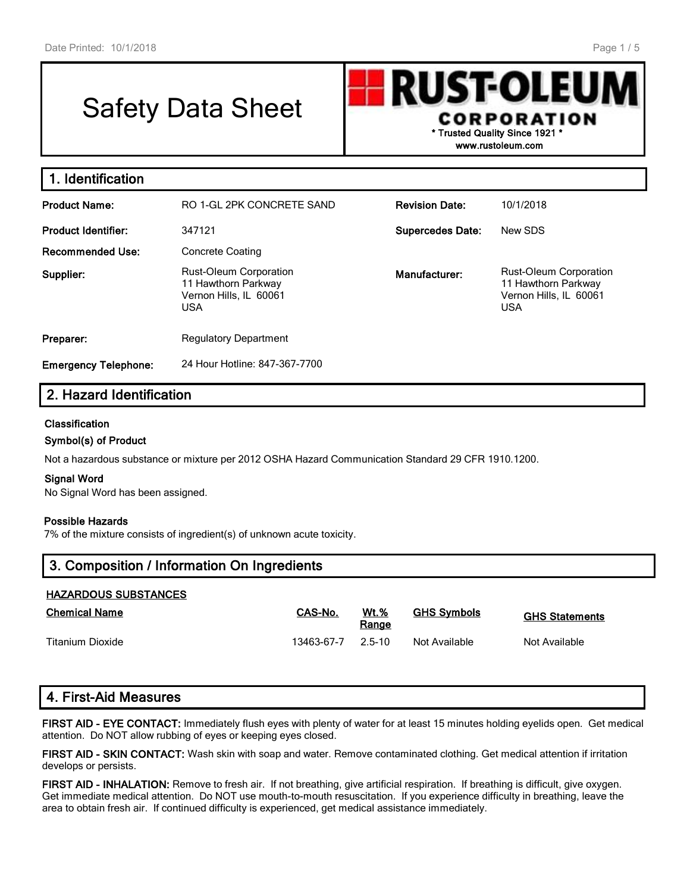# Safety Data Sheet

**RUST-OLEUM CORPORATION**
\* Trusted Quality Since 1921 \*
www.rustoleum.com

## 1. Identification

| | | | |
|---|---|---|---|
| **Product Name:** | RO 1-GL 2PK CONCRETE SAND | **Revision Date:** | 10/1/2018 |
| **Product Identifier:** | 347121 | **Supercedes Date:** | New SDS |
| **Recommended Use:** | Concrete Coating | | |
| **Supplier:** | Rust-Oleum Corporation<br>11 Hawthorn Parkway<br>Vernon Hills, IL 60061<br>USA | **Manufacturer:** | Rust-Oleum Corporation<br>11 Hawthorn Parkway<br>Vernon Hills, IL 60061<br>USA |
| **Preparer:** | Regulatory Department | | |
| **Emergency Telephone:** | 24 Hour Hotline: 847-367-7700 | | |

## 2. Hazard Identification

**Classification**

**Symbol(s) of Product**

Not a hazardous substance or mixture per 2012 OSHA Hazard Communication Standard 29 CFR 1910.1200.

**Signal Word**

No Signal Word has been assigned.

**Possible Hazards**

7% of the mixture consists of ingredient(s) of unknown acute toxicity.

## 3. Composition / Information On Ingredients

**HAZARDOUS SUBSTANCES**

| Chemical Name | CAS-No. | Wt.% Range | GHS Symbols | GHS Statements |
|---|---|---|---|---|
| Titanium Dioxide | 13463-67-7 | 2.5-10 | Not Available | Not Available |

## 4. First-Aid Measures

**FIRST AID - EYE CONTACT:** Immediately flush eyes with plenty of water for at least 15 minutes holding eyelids open. Get medical attention. Do NOT allow rubbing of eyes or keeping eyes closed.

**FIRST AID - SKIN CONTACT:** Wash skin with soap and water. Remove contaminated clothing. Get medical attention if irritation develops or persists.

**FIRST AID - INHALATION:** Remove to fresh air. If not breathing, give artificial respiration. If breathing is difficult, give oxygen. Get immediate medical attention. Do NOT use mouth-to-mouth resuscitation. If you experience difficulty in breathing, leave the area to obtain fresh air. If continued difficulty is experienced, get medical assistance immediately.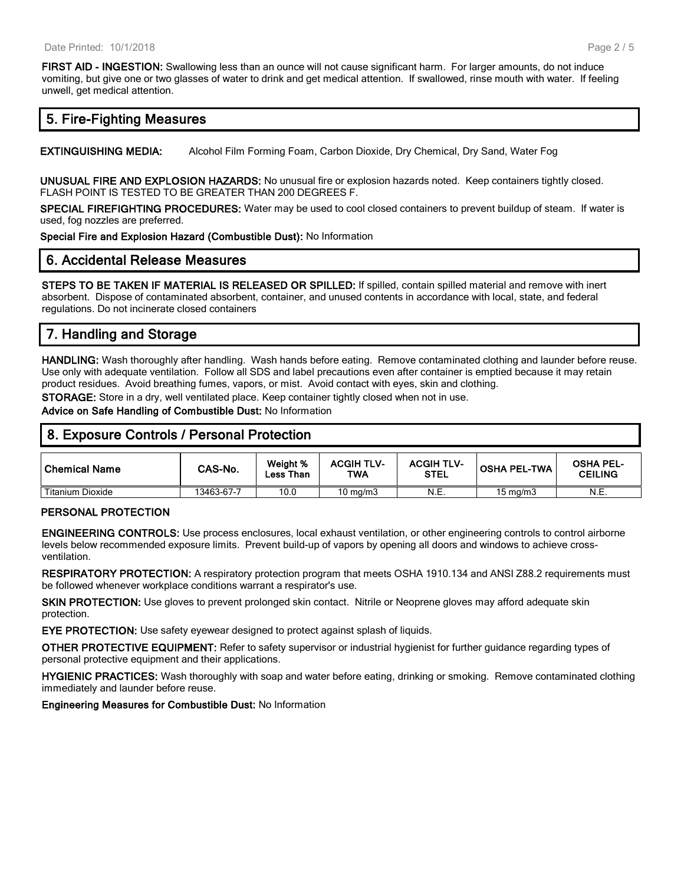**FIRST AID - INGESTION:** Swallowing less than an ounce will not cause significant harm. For larger amounts, do not induce vomiting, but give one or two glasses of water to drink and get medical attention. If swallowed, rinse mouth with water. If feeling unwell, get medical attention.

## 5. Fire-Fighting Measures

**EXTINGUISHING MEDIA:** Alcohol Film Forming Foam, Carbon Dioxide, Dry Chemical, Dry Sand, Water Fog

**UNUSUAL FIRE AND EXPLOSION HAZARDS:** No unusual fire or explosion hazards noted. Keep containers tightly closed. FLASH POINT IS TESTED TO BE GREATER THAN 200 DEGREES F.

**SPECIAL FIREFIGHTING PROCEDURES:** Water may be used to cool closed containers to prevent buildup of steam. If water is used, fog nozzles are preferred.

**Special Fire and Explosion Hazard (Combustible Dust):** No Information

## 6. Accidental Release Measures

**STEPS TO BE TAKEN IF MATERIAL IS RELEASED OR SPILLED:** If spilled, contain spilled material and remove with inert absorbent. Dispose of contaminated absorbent, container, and unused contents in accordance with local, state, and federal regulations. Do not incinerate closed containers

## 7. Handling and Storage

**HANDLING:** Wash thoroughly after handling. Wash hands before eating. Remove contaminated clothing and launder before reuse. Use only with adequate ventilation. Follow all SDS and label precautions even after container is emptied because it may retain product residues. Avoid breathing fumes, vapors, or mist. Avoid contact with eyes, skin and clothing.

**STORAGE:** Store in a dry, well ventilated place. Keep container tightly closed when not in use.

**Advice on Safe Handling of Combustible Dust:** No Information

## 8. Exposure Controls / Personal Protection

| Chemical Name | CAS-No. | Weight % Less Than | ACGIH TLV-TWA | ACGIH TLV-STEL | OSHA PEL-TWA | OSHA PEL-CEILING |
|---|---|---|---|---|---|---|
| Titanium Dioxide | 13463-67-7 | 10.0 | 10 mg/m3 | N.E. | 15 mg/m3 | N.E. |

### PERSONAL PROTECTION

**ENGINEERING CONTROLS:** Use process enclosures, local exhaust ventilation, or other engineering controls to control airborne levels below recommended exposure limits. Prevent build-up of vapors by opening all doors and windows to achieve cross-ventilation.

**RESPIRATORY PROTECTION:** A respiratory protection program that meets OSHA 1910.134 and ANSI Z88.2 requirements must be followed whenever workplace conditions warrant a respirator's use.

**SKIN PROTECTION:** Use gloves to prevent prolonged skin contact. Nitrile or Neoprene gloves may afford adequate skin protection.

**EYE PROTECTION:** Use safety eyewear designed to protect against splash of liquids.

**OTHER PROTECTIVE EQUIPMENT:** Refer to safety supervisor or industrial hygienist for further guidance regarding types of personal protective equipment and their applications.

**HYGIENIC PRACTICES:** Wash thoroughly with soap and water before eating, drinking or smoking. Remove contaminated clothing immediately and launder before reuse.

**Engineering Measures for Combustible Dust:** No Information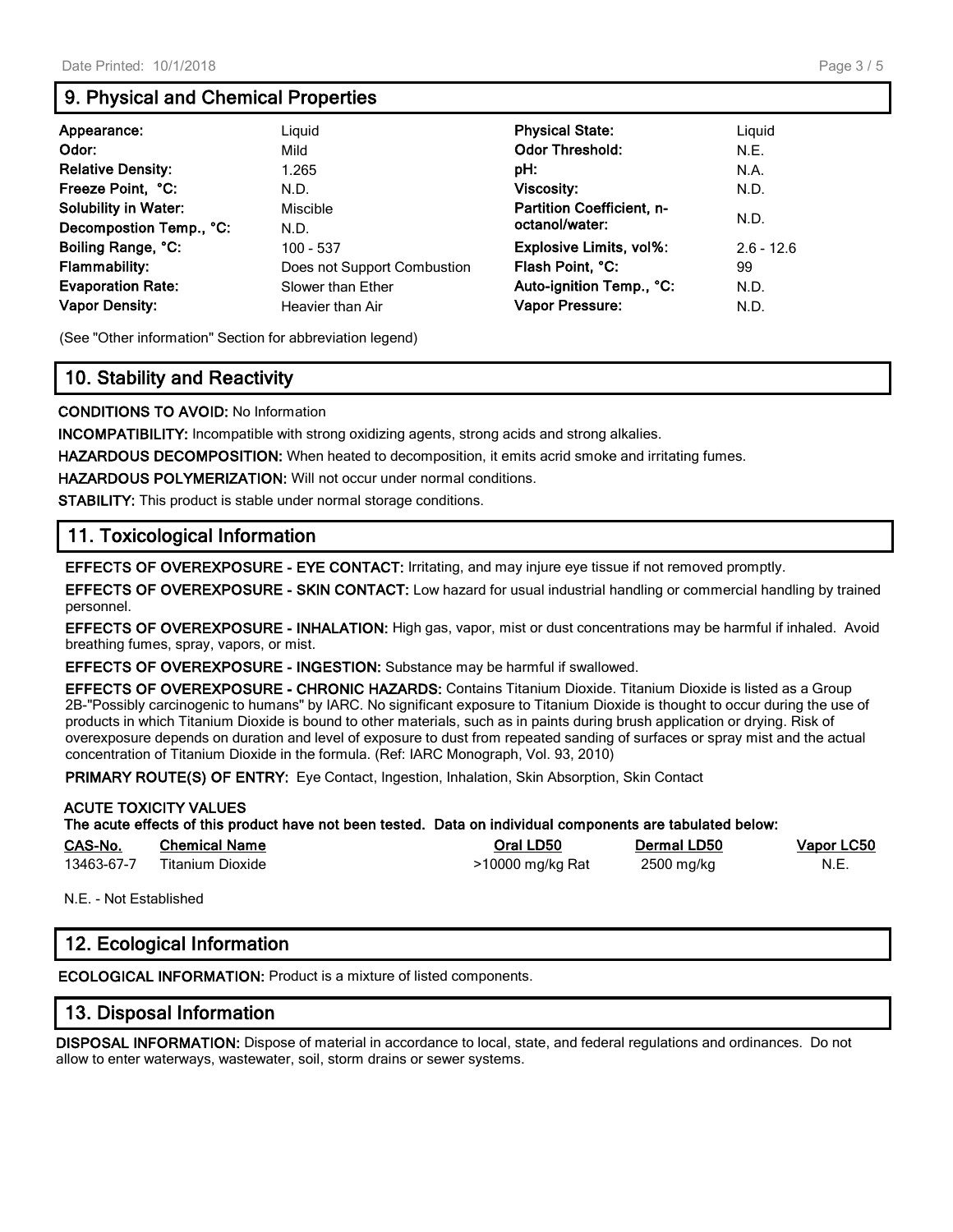## 9. Physical and Chemical Properties

| | | | |
|---|---|---|---|
| **Appearance:** | Liquid | **Physical State:** | Liquid |
| **Odor:** | Mild | **Odor Threshold:** | N.E. |
| **Relative Density:** | 1.265 | **pH:** | N.A. |
| **Freeze Point, °C:** | N.D. | **Viscosity:** | N.D. |
| **Solubility in Water:** | Miscible | **Partition Coefficient, n-octanol/water:** | N.D. |
| **Decompostion Temp., °C:** | N.D. | | |
| **Boiling Range, °C:** | 100 - 537 | **Explosive Limits, vol%:** | 2.6 - 12.6 |
| **Flammability:** | Does not Support Combustion | **Flash Point, °C:** | 99 |
| **Evaporation Rate:** | Slower than Ether | **Auto-ignition Temp., °C:** | N.D. |
| **Vapor Density:** | Heavier than Air | **Vapor Pressure:** | N.D. |

(See "Other information" Section for abbreviation legend)

## 10. Stability and Reactivity

**CONDITIONS TO AVOID:** No Information

**INCOMPATIBILITY:** Incompatible with strong oxidizing agents, strong acids and strong alkalies.

**HAZARDOUS DECOMPOSITION:** When heated to decomposition, it emits acrid smoke and irritating fumes.

**HAZARDOUS POLYMERIZATION:** Will not occur under normal conditions.

**STABILITY:** This product is stable under normal storage conditions.

## 11. Toxicological Information

**EFFECTS OF OVEREXPOSURE - EYE CONTACT:** Irritating, and may injure eye tissue if not removed promptly.

**EFFECTS OF OVEREXPOSURE - SKIN CONTACT:** Low hazard for usual industrial handling or commercial handling by trained personnel.

**EFFECTS OF OVEREXPOSURE - INHALATION:** High gas, vapor, mist or dust concentrations may be harmful if inhaled. Avoid breathing fumes, spray, vapors, or mist.

**EFFECTS OF OVEREXPOSURE - INGESTION:** Substance may be harmful if swallowed.

**EFFECTS OF OVEREXPOSURE - CHRONIC HAZARDS:** Contains Titanium Dioxide. Titanium Dioxide is listed as a Group 2B-"Possibly carcinogenic to humans" by IARC. No significant exposure to Titanium Dioxide is thought to occur during the use of products in which Titanium Dioxide is bound to other materials, such as in paints during brush application or drying. Risk of overexposure depends on duration and level of exposure to dust from repeated sanding of surfaces or spray mist and the actual concentration of Titanium Dioxide in the formula. (Ref: IARC Monograph, Vol. 93, 2010)

**PRIMARY ROUTE(S) OF ENTRY:** Eye Contact, Ingestion, Inhalation, Skin Absorption, Skin Contact

**ACUTE TOXICITY VALUES**

**The acute effects of this product have not been tested. Data on individual components are tabulated below:**

| CAS-No. | Chemical Name | Oral LD50 | Dermal LD50 | Vapor LC50 |
|---|---|---|---|---|
| 13463-67-7 | Titanium Dioxide | >10000 mg/kg Rat | 2500 mg/kg | N.E. |

N.E. - Not Established

## 12. Ecological Information

**ECOLOGICAL INFORMATION:** Product is a mixture of listed components.

## 13. Disposal Information

**DISPOSAL INFORMATION:** Dispose of material in accordance to local, state, and federal regulations and ordinances. Do not allow to enter waterways, wastewater, soil, storm drains or sewer systems.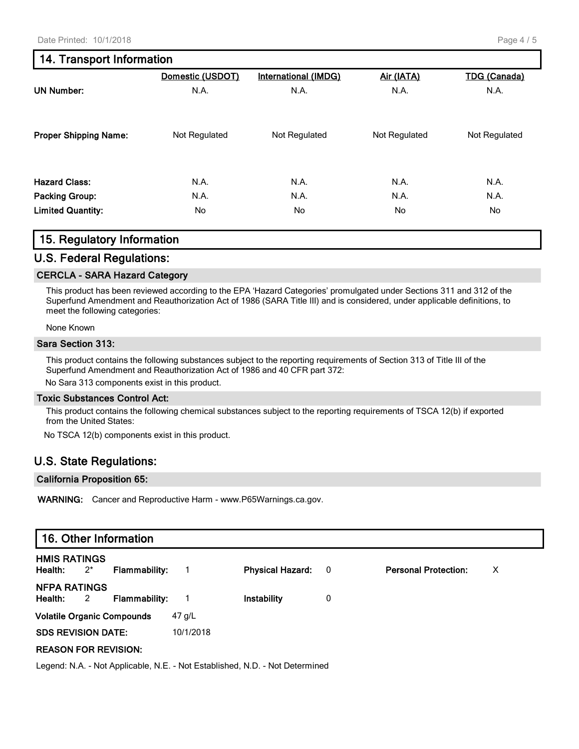## 14. Transport Information

| | Domestic (USDOT) | International (IMDG) | Air (IATA) | TDG (Canada) |
|---|---|---|---|---|
| **UN Number:** | N.A. | N.A. | N.A. | N.A. |
| **Proper Shipping Name:** | Not Regulated | Not Regulated | Not Regulated | Not Regulated |
| **Hazard Class:** | N.A. | N.A. | N.A. | N.A. |
| **Packing Group:** | N.A. | N.A. | N.A. | N.A. |
| **Limited Quantity:** | No | No | No | No |

## 15. Regulatory Information

### U.S. Federal Regulations:

#### CERCLA - SARA Hazard Category

This product has been reviewed according to the EPA 'Hazard Categories' promulgated under Sections 311 and 312 of the Superfund Amendment and Reauthorization Act of 1986 (SARA Title III) and is considered, under applicable definitions, to meet the following categories:

None Known

#### Sara Section 313:

This product contains the following substances subject to the reporting requirements of Section 313 of Title III of the Superfund Amendment and Reauthorization Act of 1986 and 40 CFR part 372:

No Sara 313 components exist in this product.

#### Toxic Substances Control Act:

This product contains the following chemical substances subject to the reporting requirements of TSCA 12(b) if exported from the United States:

No TSCA 12(b) components exist in this product.

### U.S. State Regulations:

#### California Proposition 65:

**WARNING:** Cancer and Reproductive Harm - www.P65Warnings.ca.gov.

## 16. Other Information

**HMIS RATINGS**

| | | | | | | | |
|---|---|---|---|---|---|---|---|
| **Health:** | 2* | **Flammability:** | 1 | **Physical Hazard:** | 0 | **Personal Protection:** | X |

**NFPA RATINGS**

| | | | | | |
|---|---|---|---|---|---|
| **Health:** | 2 | **Flammability:** | 1 | **Instability** | 0 |

**Volatile Organic Compounds** 47 g/L

**SDS REVISION DATE:** 10/1/2018

**REASON FOR REVISION:**

Legend: N.A. - Not Applicable, N.E. - Not Established, N.D. - Not Determined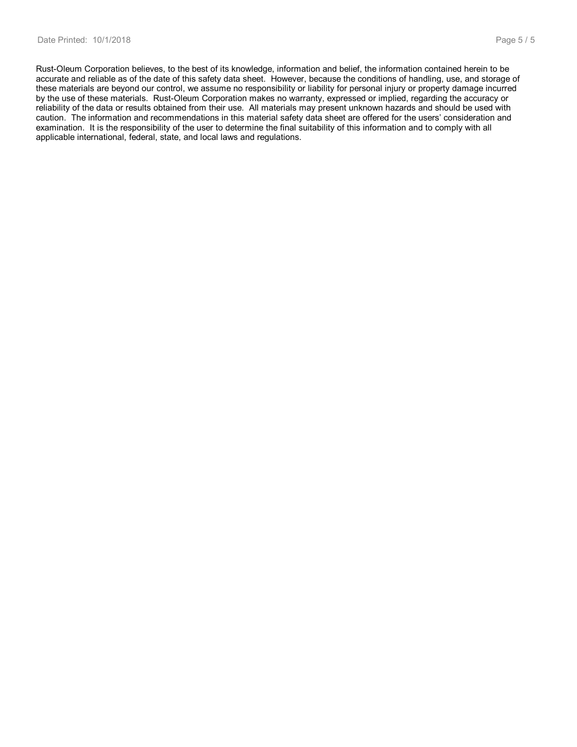Rust-Oleum Corporation believes, to the best of its knowledge, information and belief, the information contained herein to be accurate and reliable as of the date of this safety data sheet. However, because the conditions of handling, use, and storage of these materials are beyond our control, we assume no responsibility or liability for personal injury or property damage incurred by the use of these materials. Rust-Oleum Corporation makes no warranty, expressed or implied, regarding the accuracy or reliability of the data or results obtained from their use. All materials may present unknown hazards and should be used with caution. The information and recommendations in this material safety data sheet are offered for the users' consideration and examination. It is the responsibility of the user to determine the final suitability of this information and to comply with all applicable international, federal, state, and local laws and regulations.